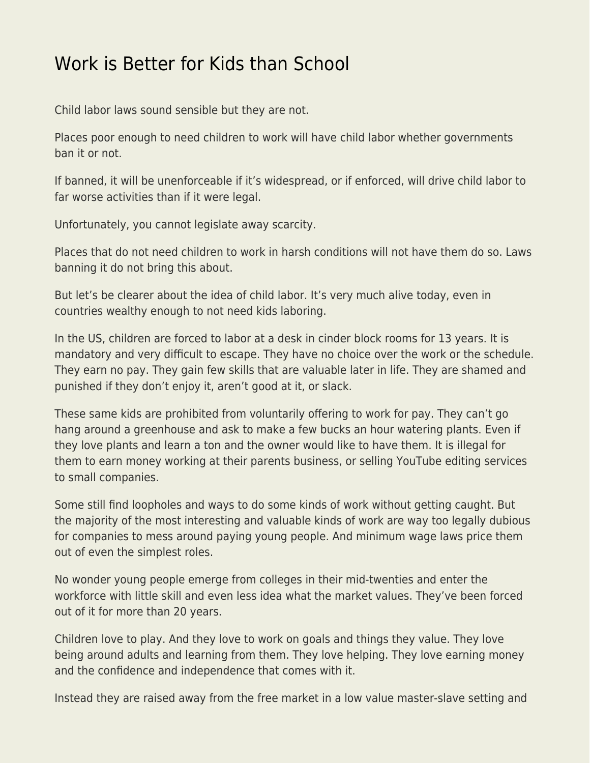# Work is Better for Kids than School

Child labor laws sound sensible but they are not.

Places poor enough to need children to work will have child labor whether governments ban it or not.

If banned, it will be unenforceable if it's widespread, or if enforced, will drive child labor to far worse activities than if it were legal.

Unfortunately, you cannot legislate away scarcity.

Places that do not need children to work in harsh conditions will not have them do so. Laws banning it do not bring this about.

But let's be clearer about the idea of child labor. It's very much alive today, even in countries wealthy enough to not need kids laboring.

In the US, children are forced to labor at a desk in cinder block rooms for 13 years. It is mandatory and very difficult to escape. They have no choice over the work or the schedule. They earn no pay. They gain few skills that are valuable later in life. They are shamed and punished if they don't enjoy it, aren't good at it, or slack.

These same kids are prohibited from voluntarily offering to work for pay. They can't go hang around a greenhouse and ask to make a few bucks an hour watering plants. Even if they love plants and learn a ton and the owner would like to have them. It is illegal for them to earn money working at their parents business, or selling YouTube editing services to small companies.

Some still find loopholes and ways to do some kinds of work without getting caught. But the majority of the most interesting and valuable kinds of work are way too legally dubious for companies to mess around paying young people. And minimum wage laws price them out of even the simplest roles.

No wonder young people emerge from colleges in their mid-twenties and enter the workforce with little skill and even less idea what the market values. They've been forced out of it for more than 20 years.

Children love to play. And they love to work on goals and things they value. They love being around adults and learning from them. They love helping. They love earning money and the confidence and independence that comes with it.

Instead they are raised away from the free market in a low value master-slave setting and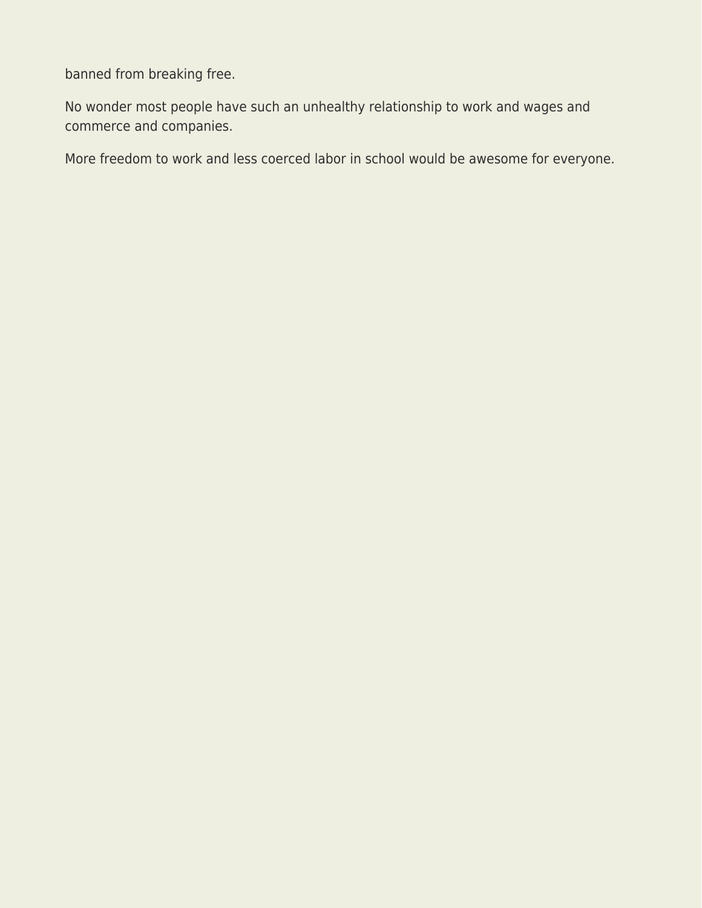banned from breaking free.

No wonder most people have such an unhealthy relationship to work and wages and commerce and companies.

More freedom to work and less coerced labor in school would be awesome for everyone.